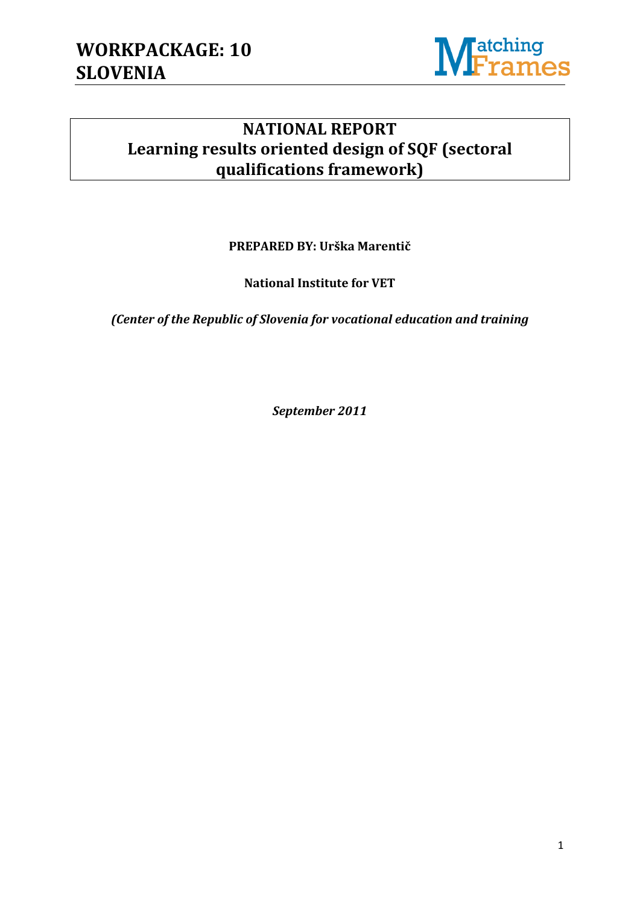# WORKPACKAGE: 10
# SLOVENIA

## NATIONAL REPORT
## Learning results oriented design of SQF (sectoral qualifications framework)

**PREPARED BY: Urška Marentič**

**National Institute for VET**

***(Center of the Republic of Slovenia for vocational education and training***

***September 2011***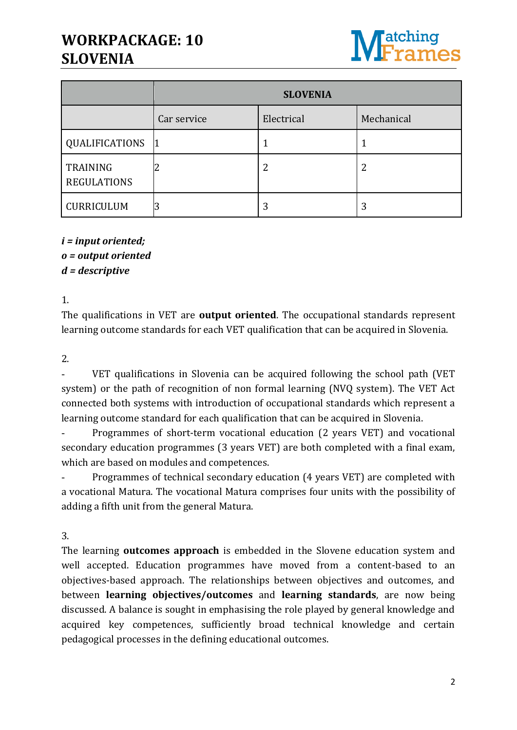# WORKPACKAGE: 10
# SLOVENIA

| | SLOVENIA | | |
|---|---|---|---|
| | Car service | Electrical | Mechanical |
| QUALIFICATIONS | 1 | 1 | 1 |
| TRAINING REGULATIONS | 2 | 2 | 2 |
| CURRICULUM | 3 | 3 | 3 |

***i = input oriented;***
***o = output oriented***
***d = descriptive***

1.
The qualifications in VET are **output oriented**. The occupational standards represent learning outcome standards for each VET qualification that can be acquired in Slovenia.

2.
- VET qualifications in Slovenia can be acquired following the school path (VET system) or the path of recognition of non formal learning (NVQ system). The VET Act connected both systems with introduction of occupational standards which represent a learning outcome standard for each qualification that can be acquired in Slovenia.
- Programmes of short-term vocational education (2 years VET) and vocational secondary education programmes (3 years VET) are both completed with a final exam, which are based on modules and competences.
- Programmes of technical secondary education (4 years VET) are completed with a vocational Matura. The vocational Matura comprises four units with the possibility of adding a fifth unit from the general Matura.

3.
The learning **outcomes approach** is embedded in the Slovene education system and well accepted. Education programmes have moved from a content-based to an objectives-based approach. The relationships between objectives and outcomes, and between **learning objectives/outcomes** and **learning standards**, are now being discussed. A balance is sought in emphasising the role played by general knowledge and acquired key competences, sufficiently broad technical knowledge and certain pedagogical processes in the defining educational outcomes.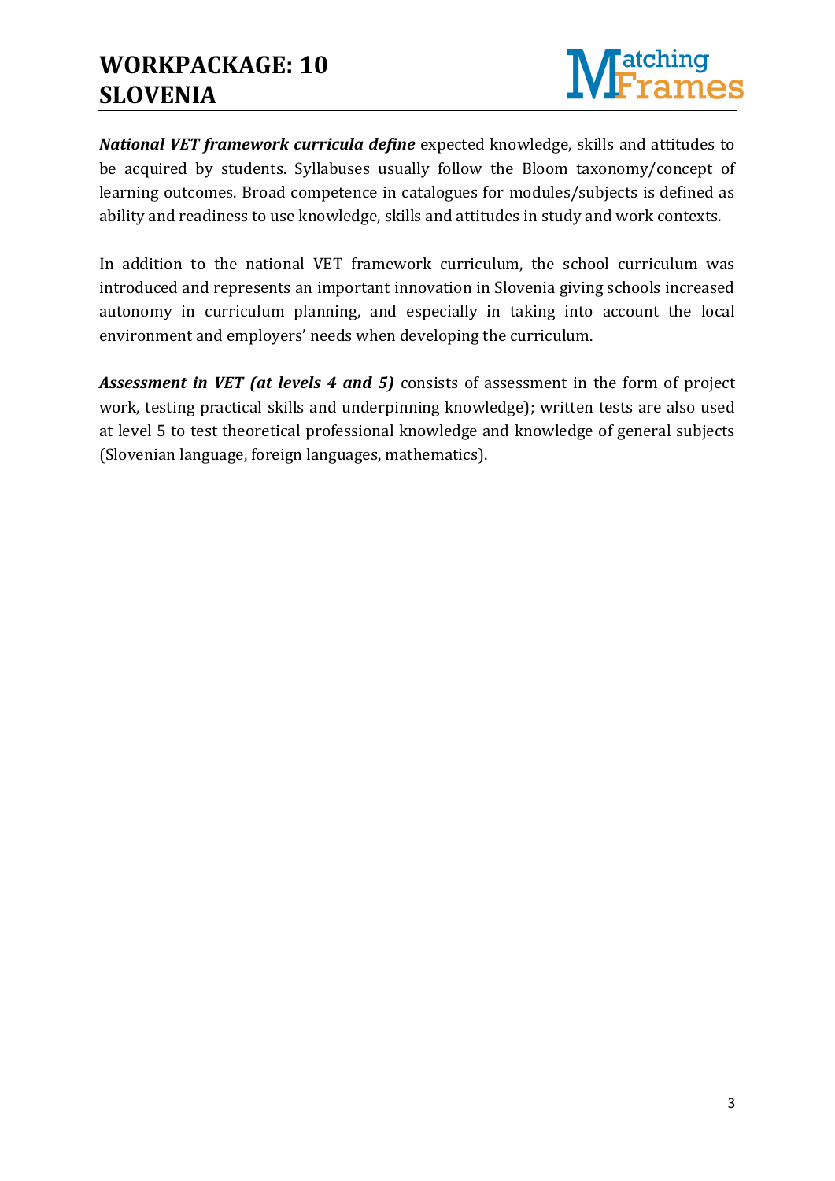***National VET framework curricula define*** expected knowledge, skills and attitudes to be acquired by students. Syllabuses usually follow the Bloom taxonomy/concept of learning outcomes. Broad competence in catalogues for modules/subjects is defined as ability and readiness to use knowledge, skills and attitudes in study and work contexts.

In addition to the national VET framework curriculum, the school curriculum was introduced and represents an important innovation in Slovenia giving schools increased autonomy in curriculum planning, and especially in taking into account the local environment and employers' needs when developing the curriculum.

***Assessment in VET (at levels 4 and 5)*** consists of assessment in the form of project work, testing practical skills and underpinning knowledge); written tests are also used at level 5 to test theoretical professional knowledge and knowledge of general subjects (Slovenian language, foreign languages, mathematics).